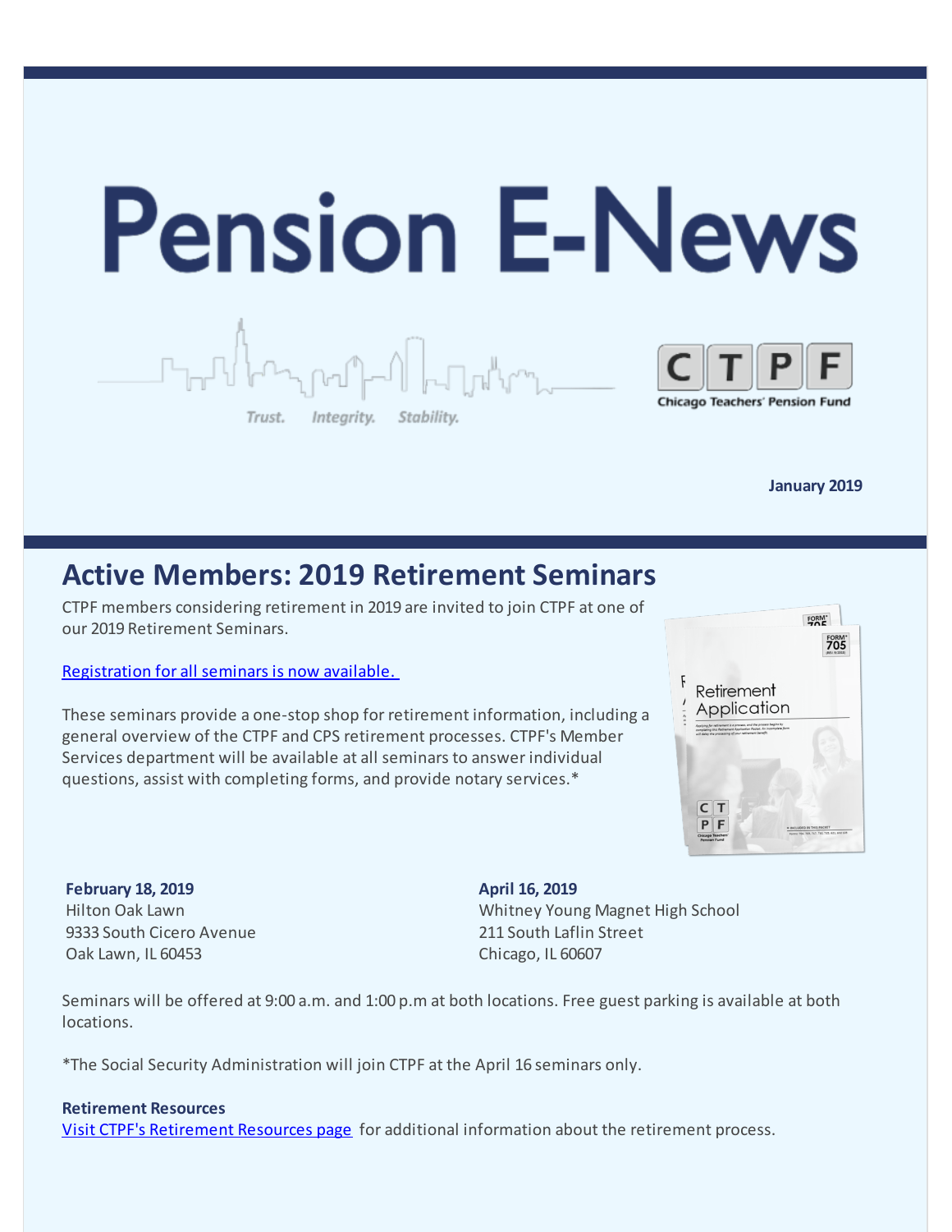# Pension E-News

Trust. Integrity. Stability.

CTPF Chicago Teachers' Pension Fund

**January 2019**

## Active Members: 2019 Retirement Seminars

CTPF members considering retirement in 2019 are invited to join CTPF at one of our 2019 Retirement Seminars.

Registration for all seminars is now available.

These seminars provide a one-stop shop for retirement information, including a general overview of the CTPF and CPS retirement processes. CTPF's Member Services department will be available at all seminars to answer individual questions, assist with completing forms, and provide notary services.*

**February 18, 2019**
Hilton Oak Lawn
9333 South Cicero Avenue
Oak Lawn, IL 60453

**April 16, 2019**
Whitney Young Magnet High School
211 South Laflin Street
Chicago, IL 60607

Seminars will be offered at 9:00 a.m. and 1:00 p.m at both locations. Free guest parking is available at both locations.

*The Social Security Administration will join CTPF at the April 16 seminars only.

**Retirement Resources**
Visit CTPF's Retirement Resources page for additional information about the retirement process.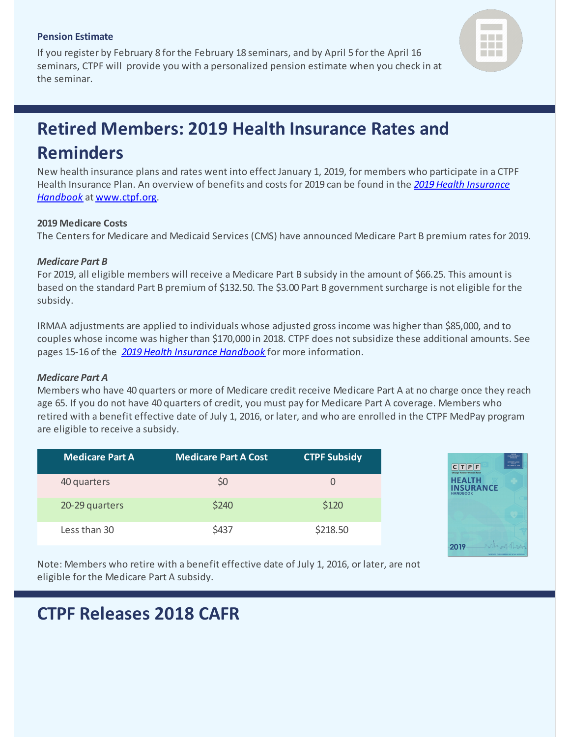**Pension Estimate**

If you register by February 8 for the February 18 seminars, and by April 5 for the April 16 seminars, CTPF will provide you with a personalized pension estimate when you check in at the seminar.

# Retired Members: 2019 Health Insurance Rates and Reminders

New health insurance plans and rates went into effect January 1, 2019, for members who participate in a CTPF Health Insurance Plan. An overview of benefits and costs for 2019 can be found in the [*2019 Health Insurance Handbook*]() at [www.ctpf.org]().

**2019 Medicare Costs**

The Centers for Medicare and Medicaid Services (CMS) have announced Medicare Part B premium rates for 2019.

***Medicare Part B***

For 2019, all eligible members will receive a Medicare Part B subsidy in the amount of $66.25. This amount is based on the standard Part B premium of $132.50. The $3.00 Part B government surcharge is not eligible for the subsidy.

IRMAA adjustments are applied to individuals whose adjusted gross income was higher than $85,000, and to couples whose income was higher than $170,000 in 2018. CTPF does not subsidize these additional amounts. See pages 15-16 of the [*2019 Health Insurance Handbook*]() for more information.

***Medicare Part A***

Members who have 40 quarters or more of Medicare credit receive Medicare Part A at no charge once they reach age 65. If you do not have 40 quarters of credit, you must pay for Medicare Part A coverage. Members who retired with a benefit effective date of July 1, 2016, or later, and who are enrolled in the CTPF MedPay program are eligible to receive a subsidy.

| Medicare Part A | Medicare Part A Cost | CTPF Subsidy |
|---|---|---|
| 40 quarters | $0 | 0 |
| 20-29 quarters | $240 | $120 |
| Less than 30 | $437 | $218.50 |

Note: Members who retire with a benefit effective date of July 1, 2016, or later, are not eligible for the Medicare Part A subsidy.

# CTPF Releases 2018 CAFR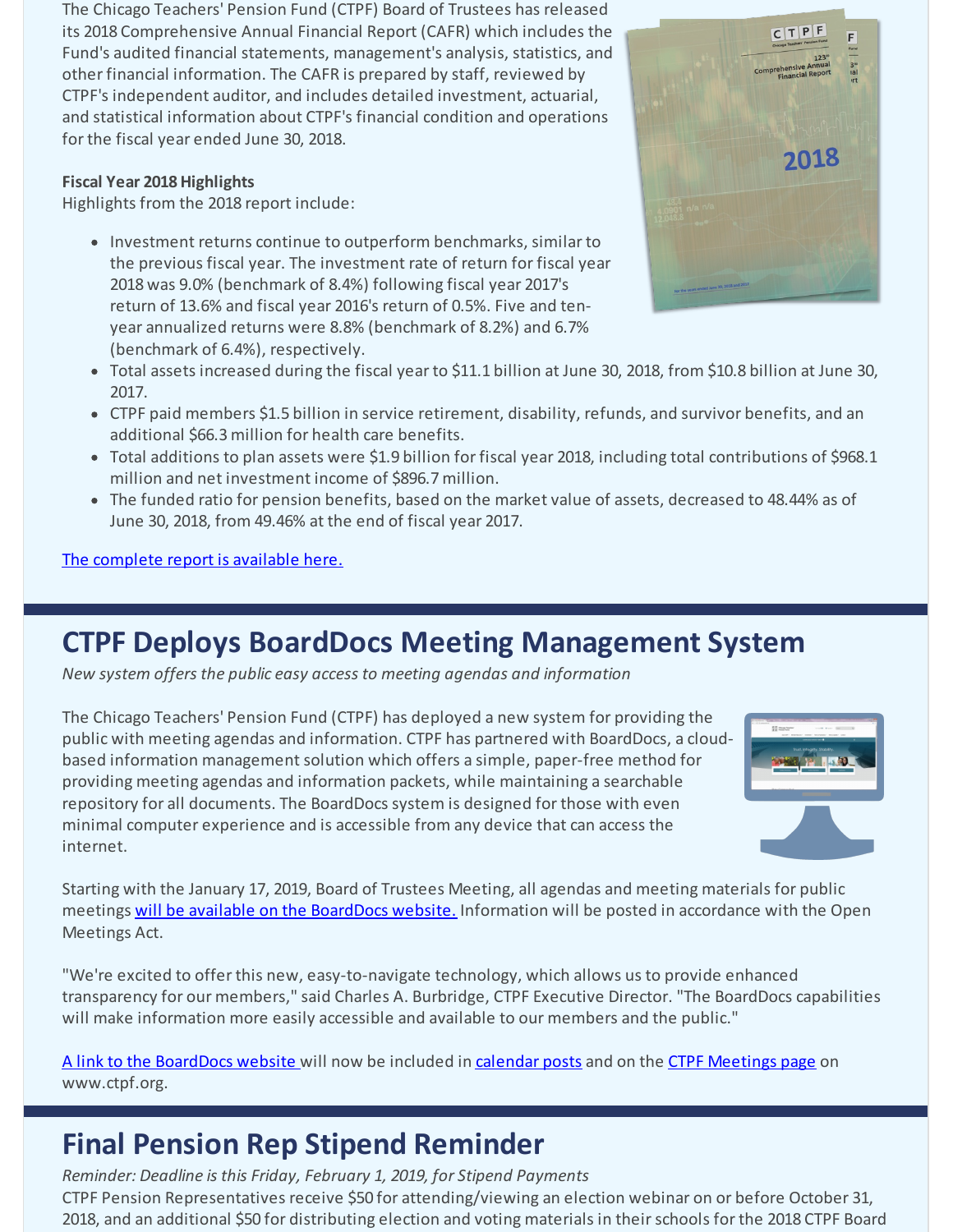The Chicago Teachers' Pension Fund (CTPF) Board of Trustees has released its 2018 Comprehensive Annual Financial Report (CAFR) which includes the Fund's audited financial statements, management's analysis, statistics, and other financial information. The CAFR is prepared by staff, reviewed by CTPF's independent auditor, and includes detailed investment, actuarial, and statistical information about CTPF's financial condition and operations for the fiscal year ended June 30, 2018.

**Fiscal Year 2018 Highlights**

Highlights from the 2018 report include:

- Investment returns continue to outperform benchmarks, similar to the previous fiscal year. The investment rate of return for fiscal year 2018 was 9.0% (benchmark of 8.4%) following fiscal year 2017's return of 13.6% and fiscal year 2016's return of 0.5%. Five and ten-year annualized returns were 8.8% (benchmark of 8.2%) and 6.7% (benchmark of 6.4%), respectively.
- Total assets increased during the fiscal year to $11.1 billion at June 30, 2018, from $10.8 billion at June 30, 2017.
- CTPF paid members $1.5 billion in service retirement, disability, refunds, and survivor benefits, and an additional $66.3 million for health care benefits.
- Total additions to plan assets were $1.9 billion for fiscal year 2018, including total contributions of $968.1 million and net investment income of $896.7 million.
- The funded ratio for pension benefits, based on the market value of assets, decreased to 48.44% as of June 30, 2018, from 49.46% at the end of fiscal year 2017.

The complete report is available here.

## CTPF Deploys BoardDocs Meeting Management System

*New system offers the public easy access to meeting agendas and information*

The Chicago Teachers' Pension Fund (CTPF) has deployed a new system for providing the public with meeting agendas and information. CTPF has partnered with BoardDocs, a cloud-based information management solution which offers a simple, paper-free method for providing meeting agendas and information packets, while maintaining a searchable repository for all documents. The BoardDocs system is designed for those with even minimal computer experience and is accessible from any device that can access the internet.

Starting with the January 17, 2019, Board of Trustees Meeting, all agendas and meeting materials for public meetings will be available on the BoardDocs website. Information will be posted in accordance with the Open Meetings Act.

"We're excited to offer this new, easy-to-navigate technology, which allows us to provide enhanced transparency for our members," said Charles A. Burbridge, CTPF Executive Director. "The BoardDocs capabilities will make information more easily accessible and available to our members and the public."

A link to the BoardDocs website will now be included in calendar posts and on the CTPF Meetings page on www.ctpf.org.

## Final Pension Rep Stipend Reminder

*Reminder: Deadline is this Friday, February 1, 2019, for Stipend Payments*

CTPF Pension Representatives receive $50 for attending/viewing an election webinar on or before October 31, 2018, and an additional $50 for distributing election and voting materials in their schools for the 2018 CTPF Board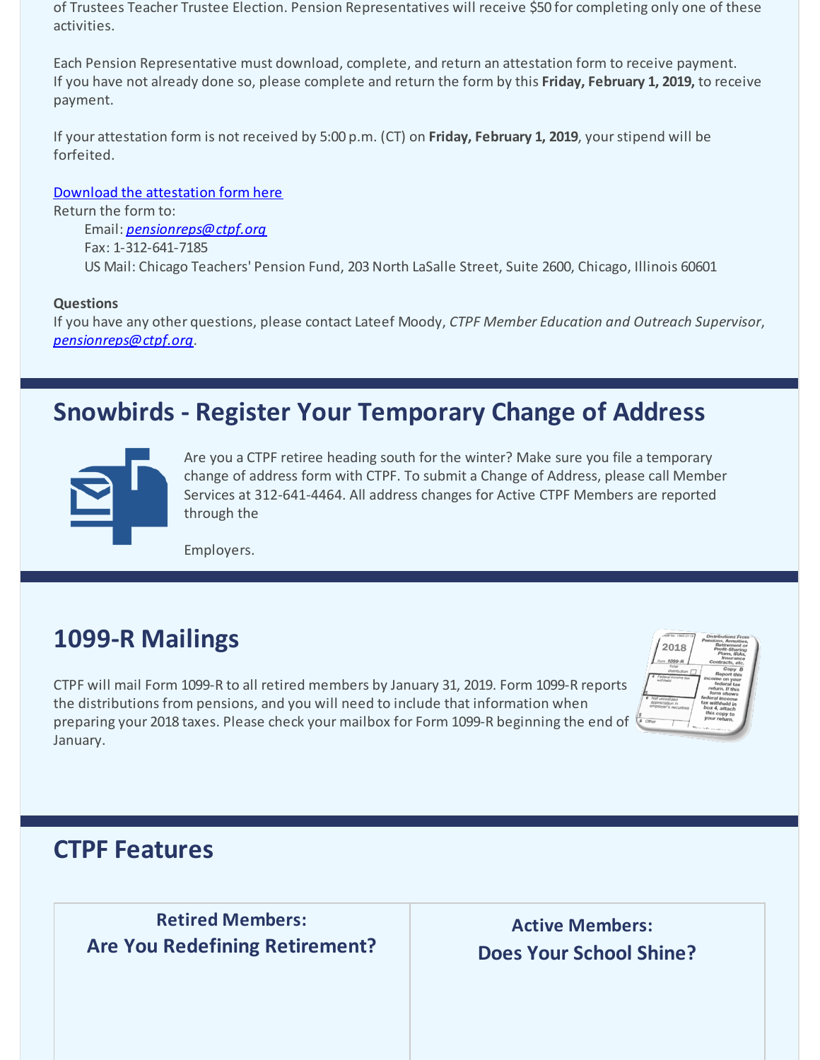of Trustees Teacher Trustee Election. Pension Representatives will receive $50 for completing only one of these activities.

Each Pension Representative must download, complete, and return an attestation form to receive payment. If you have not already done so, please complete and return the form by this **Friday, February 1, 2019,** to receive payment.

If your attestation form is not received by 5:00 p.m. (CT) on **Friday, February 1, 2019**, your stipend will be forfeited.

Download the attestation form here
Return the form to:
Email: *pensionreps@ctpf.org*
Fax: 1-312-641-7185
US Mail: Chicago Teachers' Pension Fund, 203 North LaSalle Street, Suite 2600, Chicago, Illinois 60601

**Questions**
If you have any other questions, please contact Lateef Moody, *CTPF Member Education and Outreach Supervisor*, *pensionreps@ctpf.org*.

## Snowbirds - Register Your Temporary Change of Address

Are you a CTPF retiree heading south for the winter? Make sure you file a temporary change of address form with CTPF. To submit a Change of Address, please call Member Services at 312-641-4464. All address changes for Active CTPF Members are reported through the

Employers.

## 1099-R Mailings

CTPF will mail Form 1099-R to all retired members by January 31, 2019. Form 1099-R reports the distributions from pensions, and you will need to include that information when preparing your 2018 taxes. Please check your mailbox for Form 1099-R beginning the end of January.

## CTPF Features

**Retired Members: Are You Redefining Retirement?**

**Active Members: Does Your School Shine?**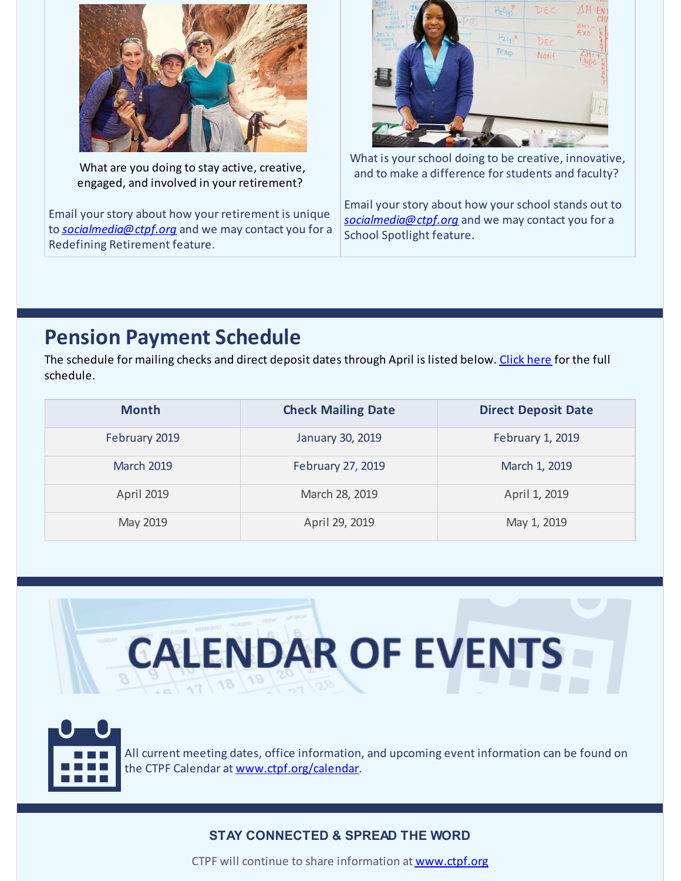What are you doing to stay active, creative, engaged, and involved in your retirement?

Email your story about how your retirement is unique to *socialmedia@ctpf.org* and we may contact you for a Redefining Retirement feature.

What is your school doing to be creative, innovative, and to make a difference for students and faculty?

Email your story about how your school stands out to *socialmedia@ctpf.org* and we may contact you for a School Spotlight feature.

## Pension Payment Schedule

The schedule for mailing checks and direct deposit dates through April is listed below. Click here for the full schedule.

| Month | Check Mailing Date | Direct Deposit Date |
|---|---|---|
| February 2019 | January 30, 2019 | February 1, 2019 |
| March 2019 | February 27, 2019 | March 1, 2019 |
| April 2019 | March 28, 2019 | April 1, 2019 |
| May 2019 | April 29, 2019 | May 1, 2019 |

## CALENDAR OF EVENTS

All current meeting dates, office information, and upcoming event information can be found on the CTPF Calendar at www.ctpf.org/calendar.

**STAY CONNECTED & SPREAD THE WORD**

CTPF will continue to share information at www.ctpf.org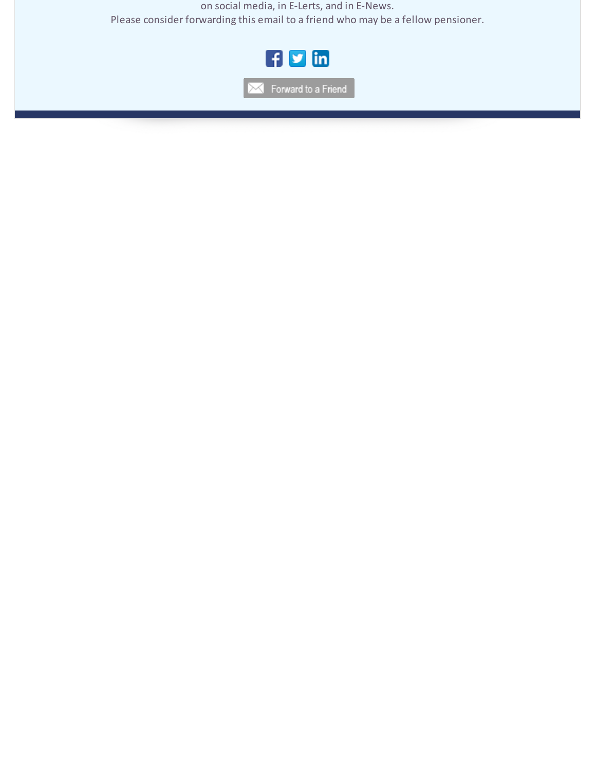on social media, in E-Lerts, and in E-News.
Please consider forwarding this email to a friend who may be a fellow pensioner.

Forward to a Friend